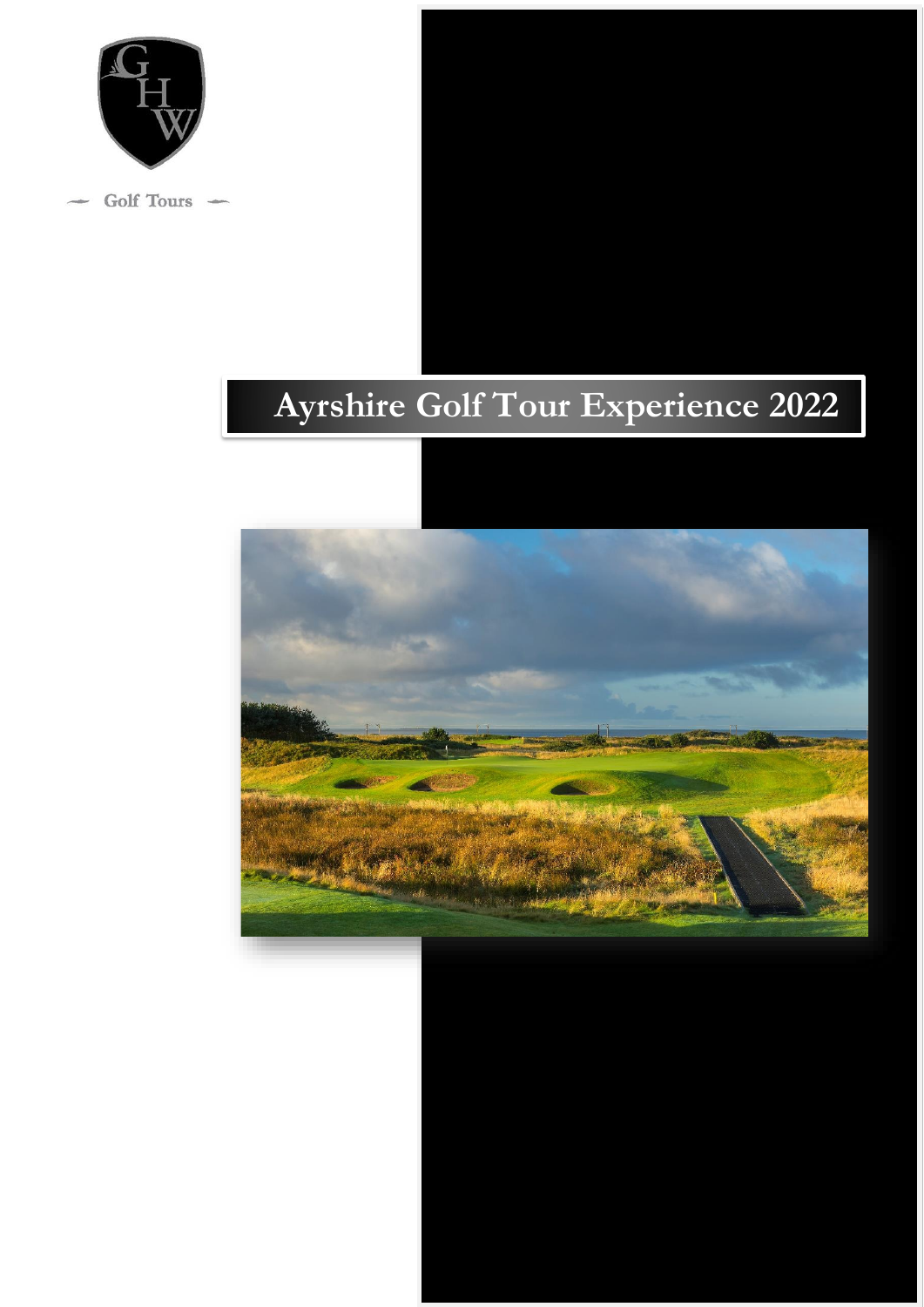GHW

Golf Tours

# Ayrshire Golf Tour Experience 2022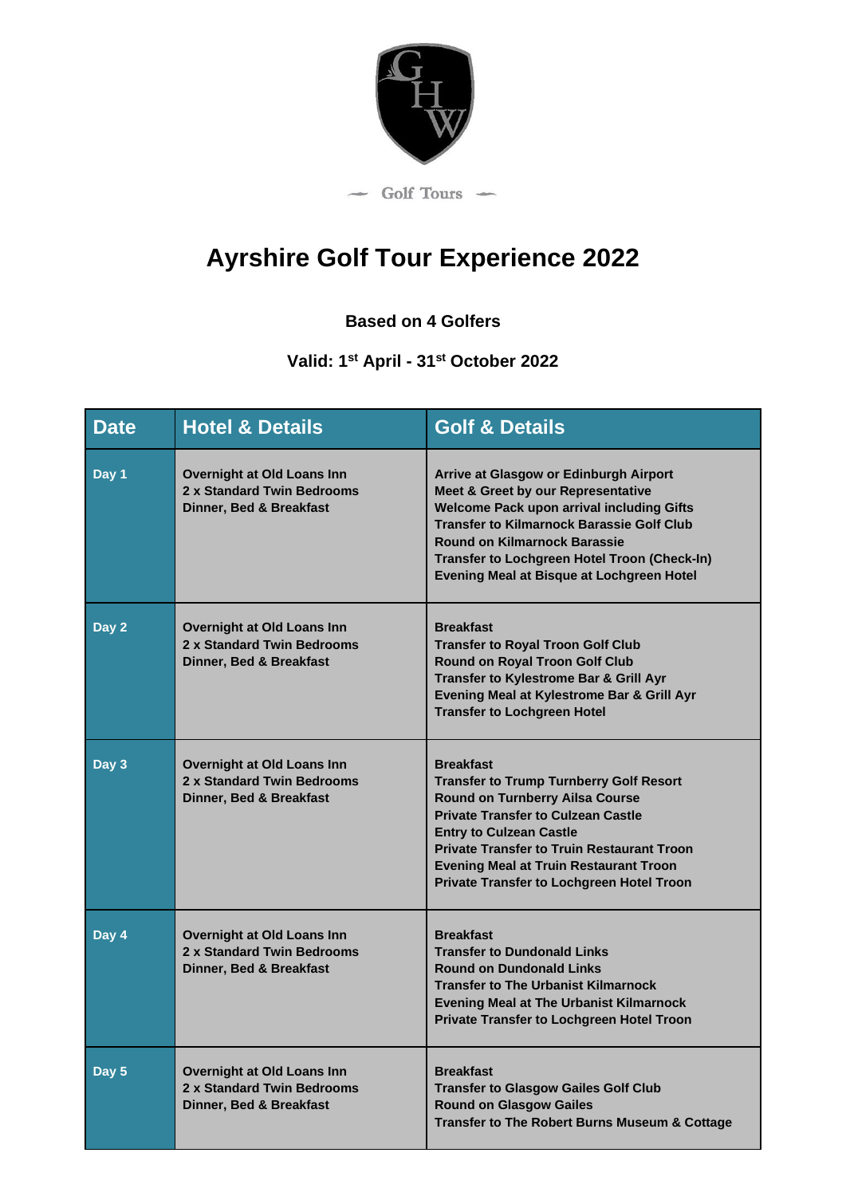Golf Tours

# Ayrshire Golf Tour Experience 2022

**Based on 4 Golfers**

**Valid: 1st April - 31st October 2022**

| Date | Hotel & Details | Golf & Details |
|---|---|---|
| Day 1 | Overnight at Old Loans Inn<br>2 x Standard Twin Bedrooms<br>Dinner, Bed & Breakfast | Arrive at Glasgow or Edinburgh Airport<br>Meet & Greet by our Representative<br>Welcome Pack upon arrival including Gifts<br>Transfer to Kilmarnock Barassie Golf Club<br>Round on Kilmarnock Barassie<br>Transfer to Lochgreen Hotel Troon (Check-In)<br>Evening Meal at Bisque at Lochgreen Hotel |
| Day 2 | Overnight at Old Loans Inn<br>2 x Standard Twin Bedrooms<br>Dinner, Bed & Breakfast | Breakfast<br>Transfer to Royal Troon Golf Club<br>Round on Royal Troon Golf Club<br>Transfer to Kylestrome Bar & Grill Ayr<br>Evening Meal at Kylestrome Bar & Grill Ayr<br>Transfer to Lochgreen Hotel |
| Day 3 | Overnight at Old Loans Inn<br>2 x Standard Twin Bedrooms<br>Dinner, Bed & Breakfast | Breakfast<br>Transfer to Trump Turnberry Golf Resort<br>Round on Turnberry Ailsa Course<br>Private Transfer to Culzean Castle<br>Entry to Culzean Castle<br>Private Transfer to Truin Restaurant Troon<br>Evening Meal at Truin Restaurant Troon<br>Private Transfer to Lochgreen Hotel Troon |
| Day 4 | Overnight at Old Loans Inn<br>2 x Standard Twin Bedrooms<br>Dinner, Bed & Breakfast | Breakfast<br>Transfer to Dundonald Links<br>Round on Dundonald Links<br>Transfer to The Urbanist Kilmarnock<br>Evening Meal at The Urbanist Kilmarnock<br>Private Transfer to Lochgreen Hotel Troon |
| Day 5 | Overnight at Old Loans Inn<br>2 x Standard Twin Bedrooms<br>Dinner, Bed & Breakfast | Breakfast<br>Transfer to Glasgow Gailes Golf Club<br>Round on Glasgow Gailes<br>Transfer to The Robert Burns Museum & Cottage |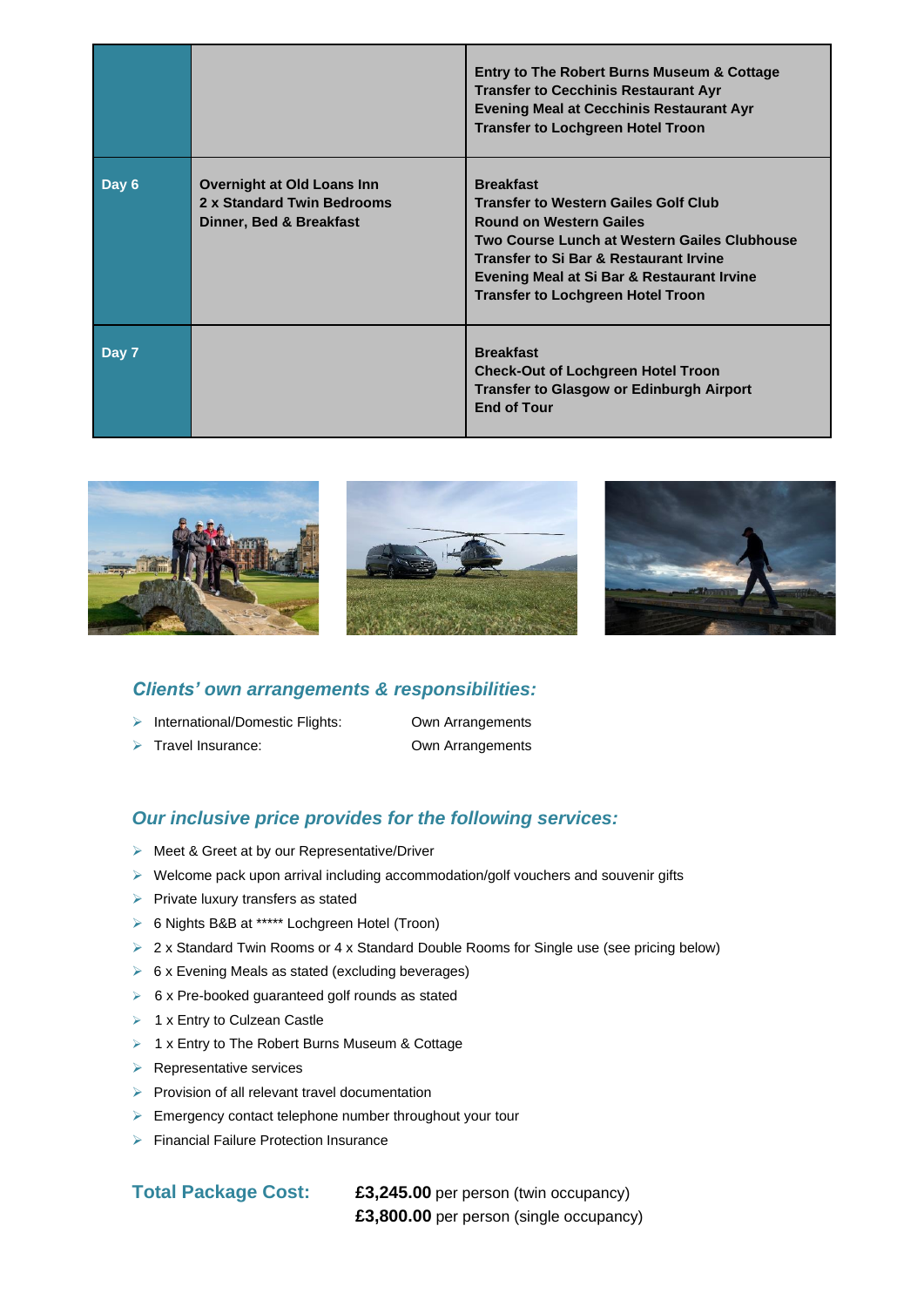| | | |
|---|---|---|
| | | **Entry to The Robert Burns Museum & Cottage**<br>**Transfer to Cecchinis Restaurant Ayr**<br>**Evening Meal at Cecchinis Restaurant Ayr**<br>**Transfer to Lochgreen Hotel Troon** |
| **Day 6** | **Overnight at Old Loans Inn**<br>**2 x Standard Twin Bedrooms**<br>**Dinner, Bed & Breakfast** | **Breakfast**<br>**Transfer to Western Gailes Golf Club**<br>**Round on Western Gailes**<br>**Two Course Lunch at Western Gailes Clubhouse**<br>**Transfer to Si Bar & Restaurant Irvine**<br>**Evening Meal at Si Bar & Restaurant Irvine**<br>**Transfer to Lochgreen Hotel Troon** |
| **Day 7** | | **Breakfast**<br>**Check-Out of Lochgreen Hotel Troon**<br>**Transfer to Glasgow or Edinburgh Airport**<br>**End of Tour** |

## *Clients' own arrangements & responsibilities:*

- International/Domestic Flights: Own Arrangements
- Travel Insurance: Own Arrangements

## *Our inclusive price provides for the following services:*

- Meet & Greet at by our Representative/Driver
- Welcome pack upon arrival including accommodation/golf vouchers and souvenir gifts
- Private luxury transfers as stated
- 6 Nights B&B at ***** Lochgreen Hotel (Troon)
- 2 x Standard Twin Rooms or 4 x Standard Double Rooms for Single use (see pricing below)
- 6 x Evening Meals as stated (excluding beverages)
- 6 x Pre-booked guaranteed golf rounds as stated
- 1 x Entry to Culzean Castle
- 1 x Entry to The Robert Burns Museum & Cottage
- Representative services
- Provision of all relevant travel documentation
- Emergency contact telephone number throughout your tour
- Financial Failure Protection Insurance

**Total Package Cost:** **£3,245.00** per person (twin occupancy)
**£3,800.00** per person (single occupancy)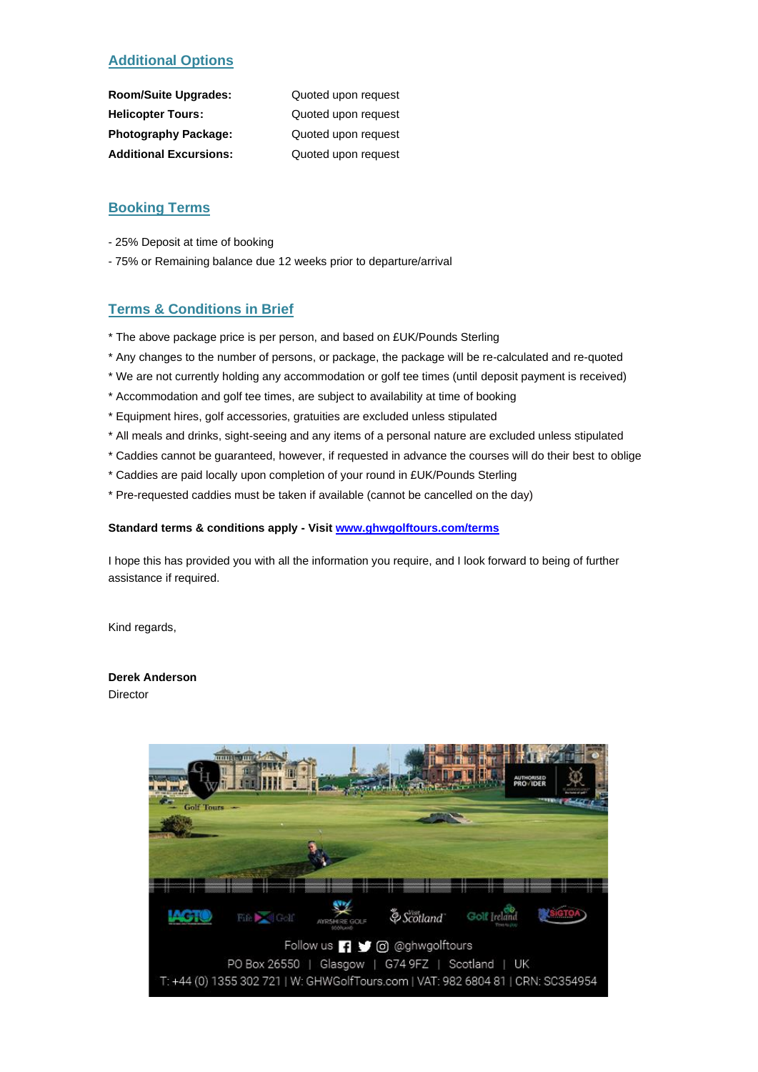## Additional Options

| | |
|---|---|
| **Room/Suite Upgrades:** | Quoted upon request |
| **Helicopter Tours:** | Quoted upon request |
| **Photography Package:** | Quoted upon request |
| **Additional Excursions:** | Quoted upon request |

## Booking Terms

- 25% Deposit at time of booking
- 75% or Remaining balance due 12 weeks prior to departure/arrival

## Terms & Conditions in Brief

* The above package price is per person, and based on £UK/Pounds Sterling
* Any changes to the number of persons, or package, the package will be re-calculated and re-quoted
* We are not currently holding any accommodation or golf tee times (until deposit payment is received)
* Accommodation and golf tee times, are subject to availability at time of booking
* Equipment hires, golf accessories, gratuities are excluded unless stipulated
* All meals and drinks, sight-seeing and any items of a personal nature are excluded unless stipulated
* Caddies cannot be guaranteed, however, if requested in advance the courses will do their best to oblige
* Caddies are paid locally upon completion of your round in £UK/Pounds Sterling
* Pre-requested caddies must be taken if available (cannot be cancelled on the day)

**Standard terms & conditions apply - Visit [www.ghwgolftours.com/terms](http://www.ghwgolftours.com/terms)**

I hope this has provided you with all the information you require, and I look forward to being of further assistance if required.

Kind regards,

**Derek Anderson**
Director

Follow us @ghwgolftours
PO Box 26550 | Glasgow | G74 9FZ | Scotland | UK
T: +44 (0) 1355 302 721 | W: GHWGolfTours.com | VAT: 982 6804 81 | CRN: SC354954